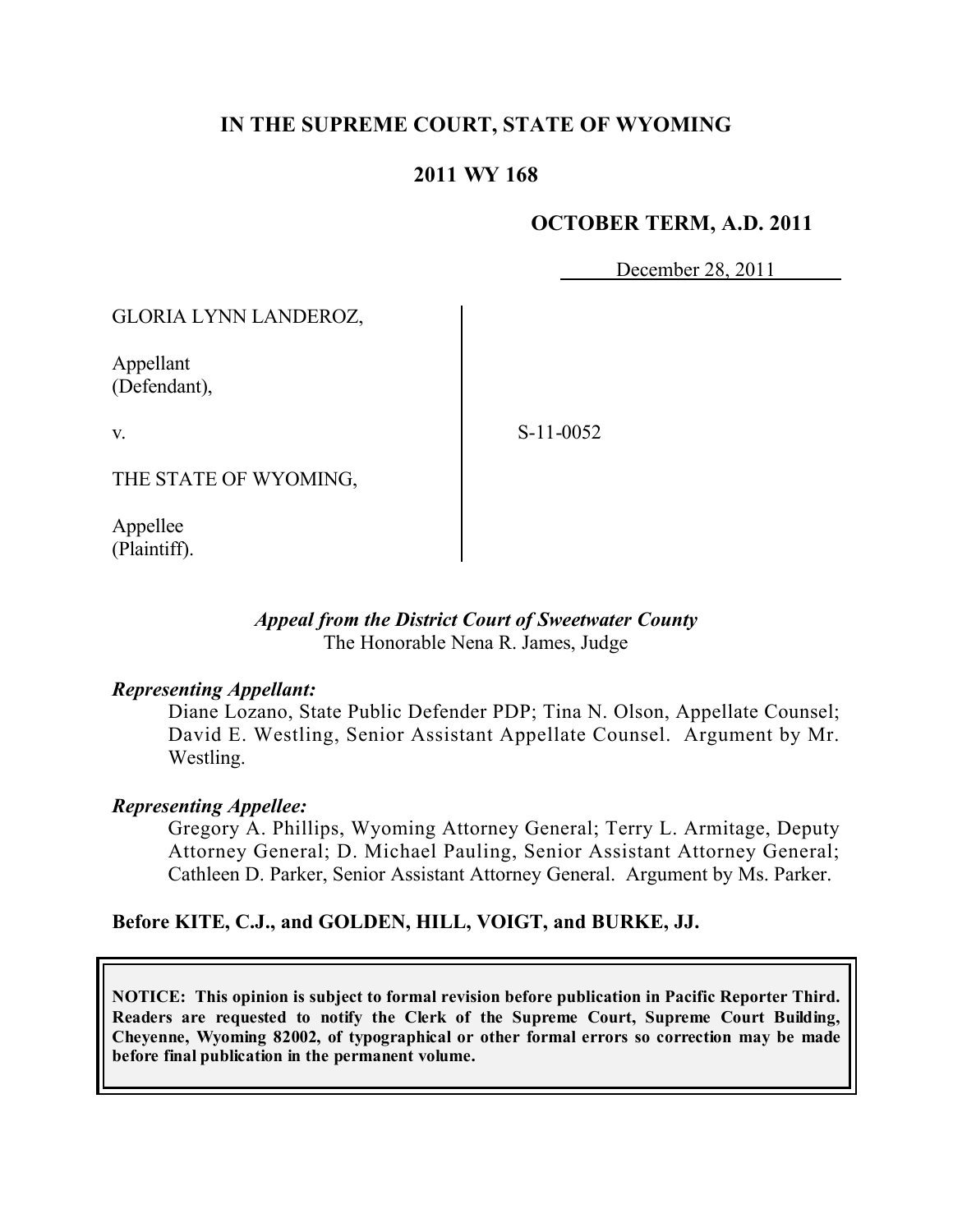# IN THE SUPREME COURT, STATE OF WYOMING

## 2011 WY 168

**OCTOBER TERM, A.D. 2011**

December 28, 2011

GLORIA LYNN LANDEROZ,

Appellant
(Defendant),

v.

S-11-0052

THE STATE OF WYOMING,

Appellee
(Plaintiff).

*Appeal from the District Court of Sweetwater County*
The Honorable Nena R. James, Judge

***Representing Appellant:***
Diane Lozano, State Public Defender PDP; Tina N. Olson, Appellate Counsel; David E. Westling, Senior Assistant Appellate Counsel. Argument by Mr. Westling.

***Representing Appellee:***
Gregory A. Phillips, Wyoming Attorney General; Terry L. Armitage, Deputy Attorney General; D. Michael Pauling, Senior Assistant Attorney General; Cathleen D. Parker, Senior Assistant Attorney General. Argument by Ms. Parker.

**Before KITE, C.J., and GOLDEN, HILL, VOIGT, and BURKE, JJ.**

**NOTICE: This opinion is subject to formal revision before publication in Pacific Reporter Third. Readers are requested to notify the Clerk of the Supreme Court, Supreme Court Building, Cheyenne, Wyoming 82002, of typographical or other formal errors so correction may be made before final publication in the permanent volume.**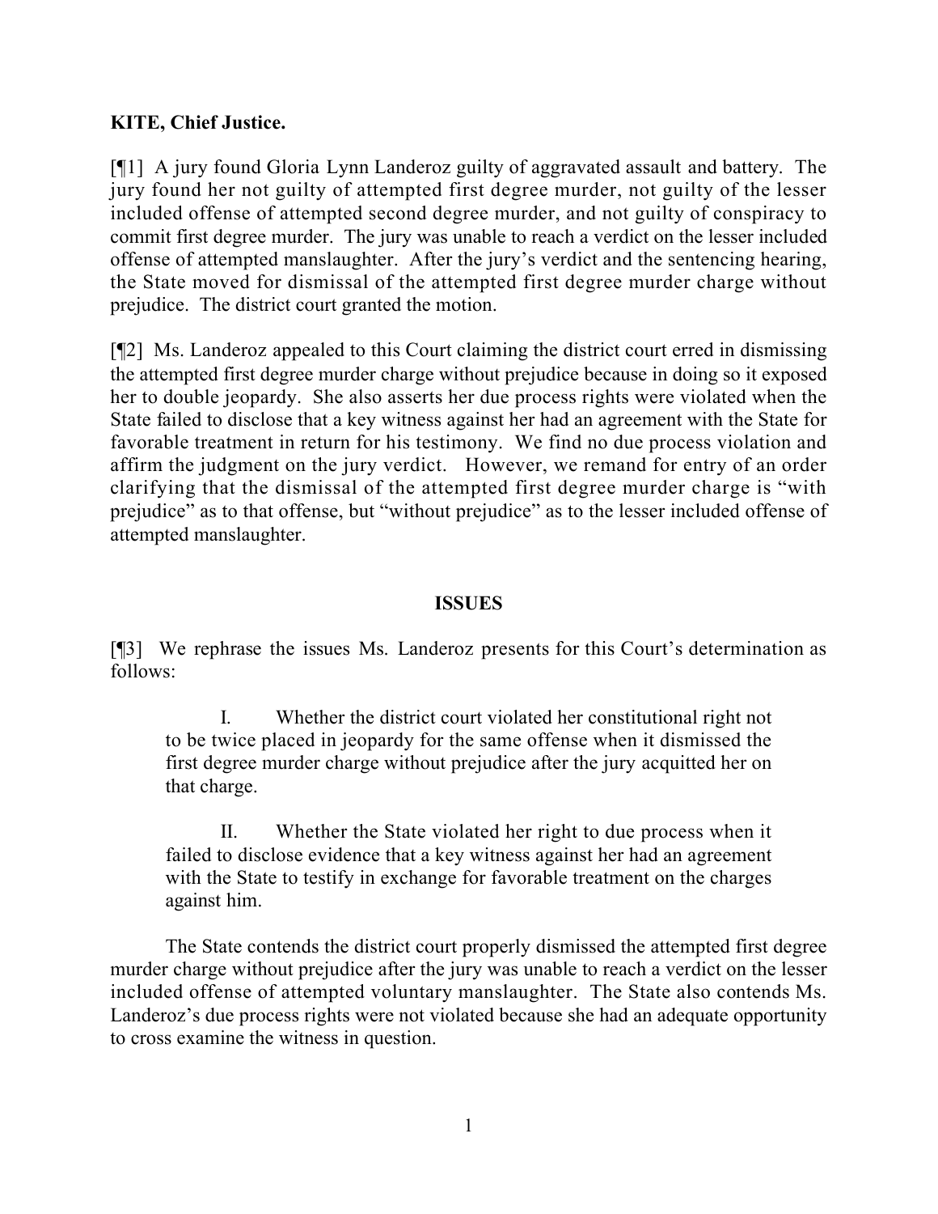**KITE, Chief Justice.**

[¶1] A jury found Gloria Lynn Landeroz guilty of aggravated assault and battery. The jury found her not guilty of attempted first degree murder, not guilty of the lesser included offense of attempted second degree murder, and not guilty of conspiracy to commit first degree murder. The jury was unable to reach a verdict on the lesser included offense of attempted manslaughter. After the jury's verdict and the sentencing hearing, the State moved for dismissal of the attempted first degree murder charge without prejudice. The district court granted the motion.

[¶2] Ms. Landeroz appealed to this Court claiming the district court erred in dismissing the attempted first degree murder charge without prejudice because in doing so it exposed her to double jeopardy. She also asserts her due process rights were violated when the State failed to disclose that a key witness against her had an agreement with the State for favorable treatment in return for his testimony. We find no due process violation and affirm the judgment on the jury verdict. However, we remand for entry of an order clarifying that the dismissal of the attempted first degree murder charge is "with prejudice" as to that offense, but "without prejudice" as to the lesser included offense of attempted manslaughter.

## ISSUES

[¶3] We rephrase the issues Ms. Landeroz presents for this Court's determination as follows:

> I. Whether the district court violated her constitutional right not to be twice placed in jeopardy for the same offense when it dismissed the first degree murder charge without prejudice after the jury acquitted her on that charge.
>
> II. Whether the State violated her right to due process when it failed to disclose evidence that a key witness against her had an agreement with the State to testify in exchange for favorable treatment on the charges against him.

The State contends the district court properly dismissed the attempted first degree murder charge without prejudice after the jury was unable to reach a verdict on the lesser included offense of attempted voluntary manslaughter. The State also contends Ms. Landeroz's due process rights were not violated because she had an adequate opportunity to cross examine the witness in question.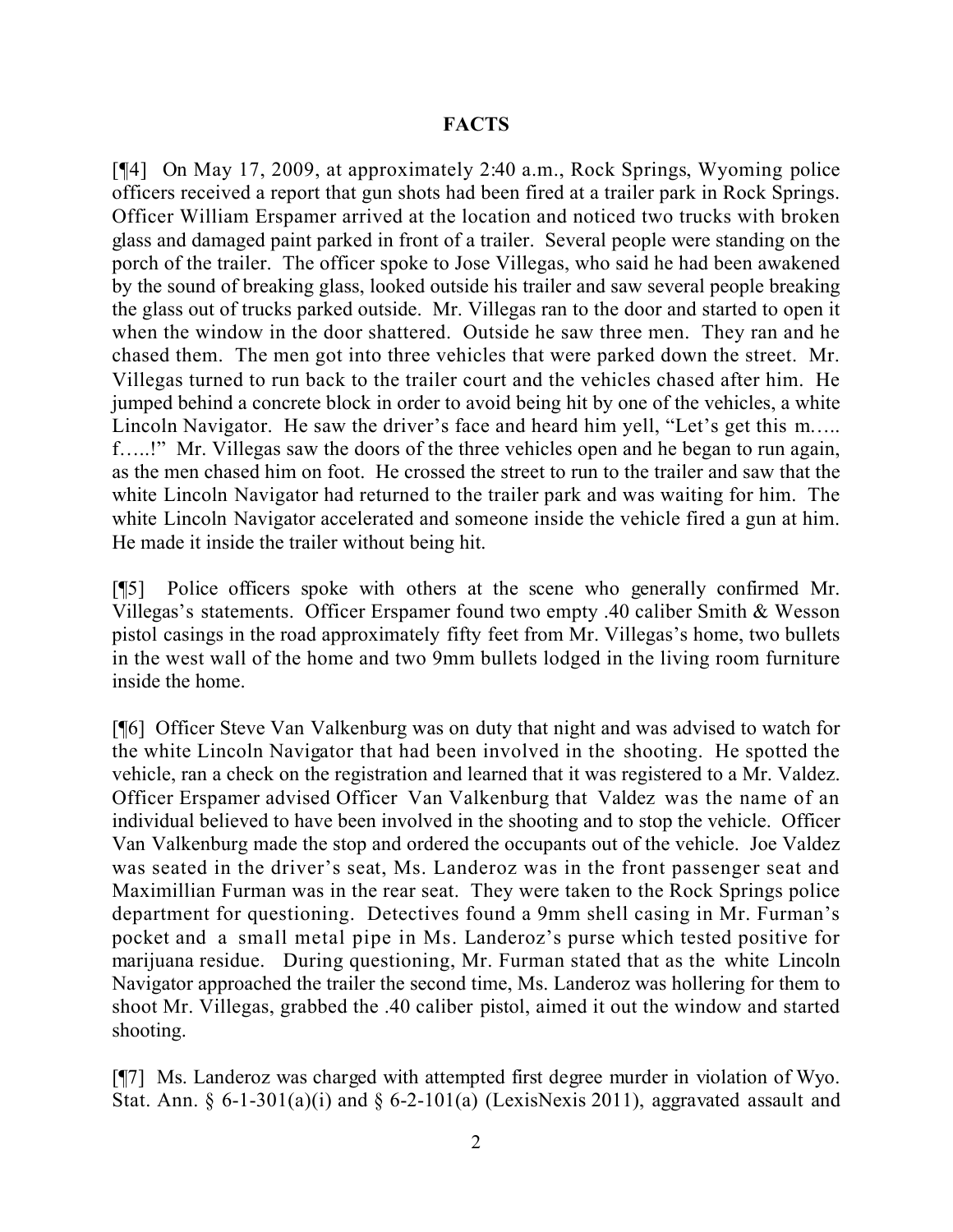## FACTS

[¶4] On May 17, 2009, at approximately 2:40 a.m., Rock Springs, Wyoming police officers received a report that gun shots had been fired at a trailer park in Rock Springs. Officer William Erspamer arrived at the location and noticed two trucks with broken glass and damaged paint parked in front of a trailer. Several people were standing on the porch of the trailer. The officer spoke to Jose Villegas, who said he had been awakened by the sound of breaking glass, looked outside his trailer and saw several people breaking the glass out of trucks parked outside. Mr. Villegas ran to the door and started to open it when the window in the door shattered. Outside he saw three men. They ran and he chased them. The men got into three vehicles that were parked down the street. Mr. Villegas turned to run back to the trailer court and the vehicles chased after him. He jumped behind a concrete block in order to avoid being hit by one of the vehicles, a white Lincoln Navigator. He saw the driver's face and heard him yell, "Let's get this m….. f…..!" Mr. Villegas saw the doors of the three vehicles open and he began to run again, as the men chased him on foot. He crossed the street to run to the trailer and saw that the white Lincoln Navigator had returned to the trailer park and was waiting for him. The white Lincoln Navigator accelerated and someone inside the vehicle fired a gun at him. He made it inside the trailer without being hit.

[¶5] Police officers spoke with others at the scene who generally confirmed Mr. Villegas's statements. Officer Erspamer found two empty .40 caliber Smith & Wesson pistol casings in the road approximately fifty feet from Mr. Villegas's home, two bullets in the west wall of the home and two 9mm bullets lodged in the living room furniture inside the home.

[¶6] Officer Steve Van Valkenburg was on duty that night and was advised to watch for the white Lincoln Navigator that had been involved in the shooting. He spotted the vehicle, ran a check on the registration and learned that it was registered to a Mr. Valdez. Officer Erspamer advised Officer Van Valkenburg that Valdez was the name of an individual believed to have been involved in the shooting and to stop the vehicle. Officer Van Valkenburg made the stop and ordered the occupants out of the vehicle. Joe Valdez was seated in the driver's seat, Ms. Landeroz was in the front passenger seat and Maximillian Furman was in the rear seat. They were taken to the Rock Springs police department for questioning. Detectives found a 9mm shell casing in Mr. Furman's pocket and a small metal pipe in Ms. Landeroz's purse which tested positive for marijuana residue. During questioning, Mr. Furman stated that as the white Lincoln Navigator approached the trailer the second time, Ms. Landeroz was hollering for them to shoot Mr. Villegas, grabbed the .40 caliber pistol, aimed it out the window and started shooting.

[¶7] Ms. Landeroz was charged with attempted first degree murder in violation of Wyo. Stat. Ann. § 6-1-301(a)(i) and § 6-2-101(a) (LexisNexis 2011), aggravated assault and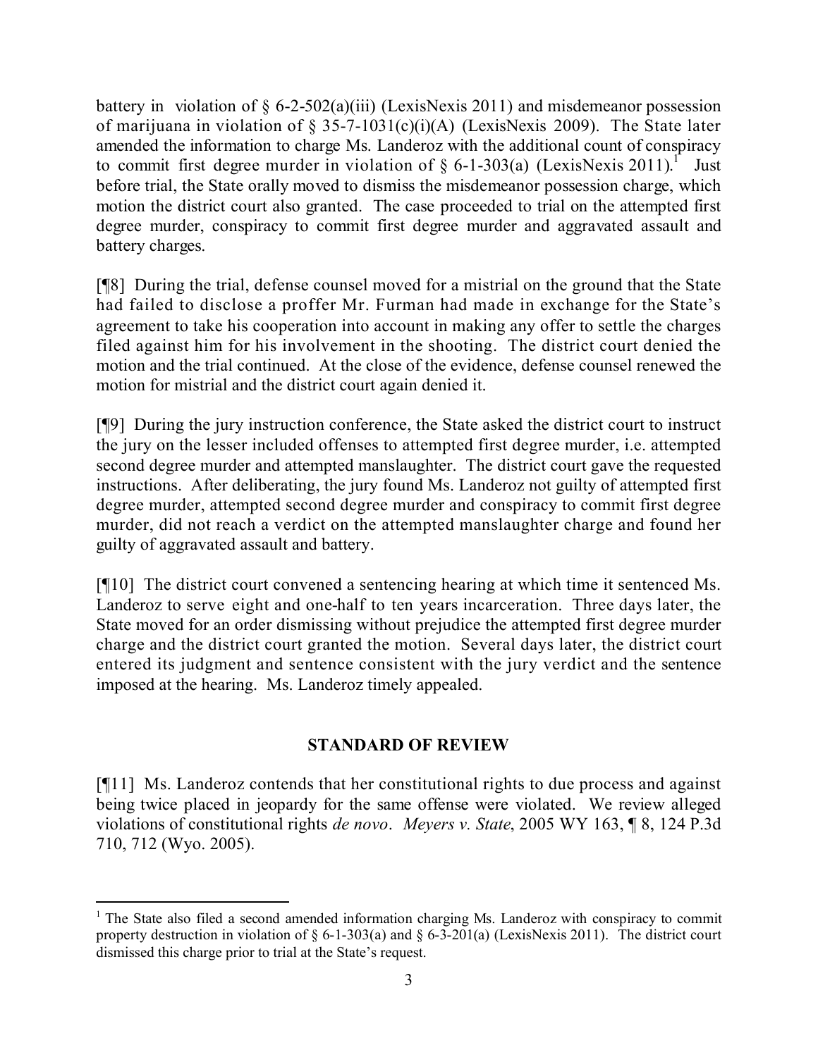battery in violation of § 6-2-502(a)(iii) (LexisNexis 2011) and misdemeanor possession of marijuana in violation of § 35-7-1031(c)(i)(A) (LexisNexis 2009). The State later amended the information to charge Ms. Landeroz with the additional count of conspiracy to commit first degree murder in violation of § 6-1-303(a) (LexisNexis 2011).[1] Just before trial, the State orally moved to dismiss the misdemeanor possession charge, which motion the district court also granted. The case proceeded to trial on the attempted first degree murder, conspiracy to commit first degree murder and aggravated assault and battery charges.

[¶8] During the trial, defense counsel moved for a mistrial on the ground that the State had failed to disclose a proffer Mr. Furman had made in exchange for the State's agreement to take his cooperation into account in making any offer to settle the charges filed against him for his involvement in the shooting. The district court denied the motion and the trial continued. At the close of the evidence, defense counsel renewed the motion for mistrial and the district court again denied it.

[¶9] During the jury instruction conference, the State asked the district court to instruct the jury on the lesser included offenses to attempted first degree murder, i.e. attempted second degree murder and attempted manslaughter. The district court gave the requested instructions. After deliberating, the jury found Ms. Landeroz not guilty of attempted first degree murder, attempted second degree murder and conspiracy to commit first degree murder, did not reach a verdict on the attempted manslaughter charge and found her guilty of aggravated assault and battery.

[¶10] The district court convened a sentencing hearing at which time it sentenced Ms. Landeroz to serve eight and one-half to ten years incarceration. Three days later, the State moved for an order dismissing without prejudice the attempted first degree murder charge and the district court granted the motion. Several days later, the district court entered its judgment and sentence consistent with the jury verdict and the sentence imposed at the hearing. Ms. Landeroz timely appealed.

## STANDARD OF REVIEW

[¶11] Ms. Landeroz contends that her constitutional rights to due process and against being twice placed in jeopardy for the same offense were violated. We review alleged violations of constitutional rights *de novo*. *Meyers v. State*, 2005 WY 163, ¶ 8, 124 P.3d 710, 712 (Wyo. 2005).

---

[1] The State also filed a second amended information charging Ms. Landeroz with conspiracy to commit property destruction in violation of § 6-1-303(a) and § 6-3-201(a) (LexisNexis 2011). The district court dismissed this charge prior to trial at the State's request.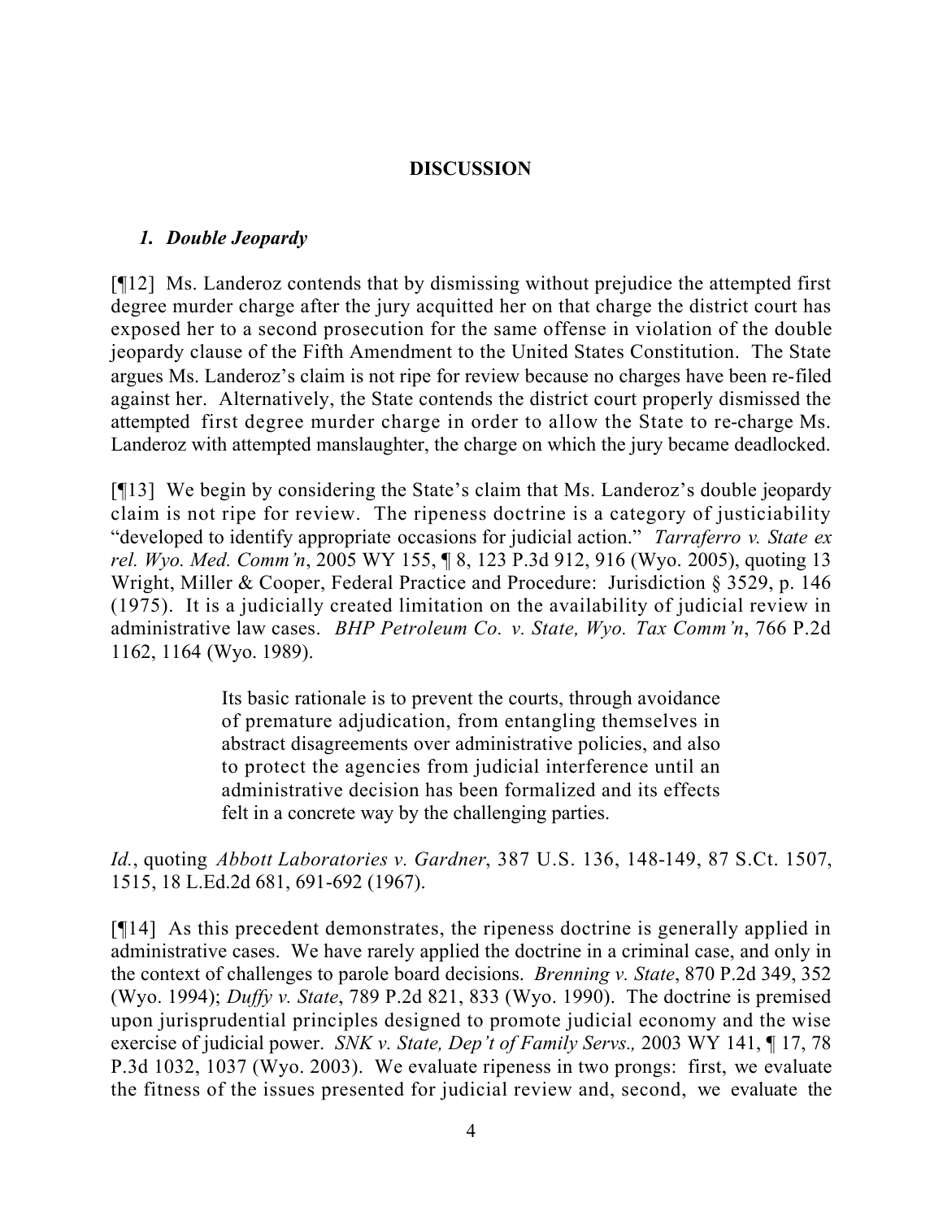## DISCUSSION

### *1. Double Jeopardy*

[¶12] Ms. Landeroz contends that by dismissing without prejudice the attempted first degree murder charge after the jury acquitted her on that charge the district court has exposed her to a second prosecution for the same offense in violation of the double jeopardy clause of the Fifth Amendment to the United States Constitution. The State argues Ms. Landeroz's claim is not ripe for review because no charges have been re-filed against her. Alternatively, the State contends the district court properly dismissed the attempted first degree murder charge in order to allow the State to re-charge Ms. Landeroz with attempted manslaughter, the charge on which the jury became deadlocked.

[¶13] We begin by considering the State's claim that Ms. Landeroz's double jeopardy claim is not ripe for review. The ripeness doctrine is a category of justiciability "developed to identify appropriate occasions for judicial action." *Tarraferro v. State ex rel. Wyo. Med. Comm'n*, 2005 WY 155, ¶ 8, 123 P.3d 912, 916 (Wyo. 2005), quoting 13 Wright, Miller & Cooper, Federal Practice and Procedure: Jurisdiction § 3529, p. 146 (1975). It is a judicially created limitation on the availability of judicial review in administrative law cases. *BHP Petroleum Co. v. State, Wyo. Tax Comm'n*, 766 P.2d 1162, 1164 (Wyo. 1989).

> Its basic rationale is to prevent the courts, through avoidance of premature adjudication, from entangling themselves in abstract disagreements over administrative policies, and also to protect the agencies from judicial interference until an administrative decision has been formalized and its effects felt in a concrete way by the challenging parties.

*Id.*, quoting *Abbott Laboratories v. Gardner*, 387 U.S. 136, 148-149, 87 S.Ct. 1507, 1515, 18 L.Ed.2d 681, 691-692 (1967).

[¶14] As this precedent demonstrates, the ripeness doctrine is generally applied in administrative cases. We have rarely applied the doctrine in a criminal case, and only in the context of challenges to parole board decisions. *Brenning v. State*, 870 P.2d 349, 352 (Wyo. 1994); *Duffy v. State*, 789 P.2d 821, 833 (Wyo. 1990). The doctrine is premised upon jurisprudential principles designed to promote judicial economy and the wise exercise of judicial power. *SNK v. State, Dep't of Family Servs.,* 2003 WY 141, ¶ 17, 78 P.3d 1032, 1037 (Wyo. 2003). We evaluate ripeness in two prongs: first, we evaluate the fitness of the issues presented for judicial review and, second, we evaluate the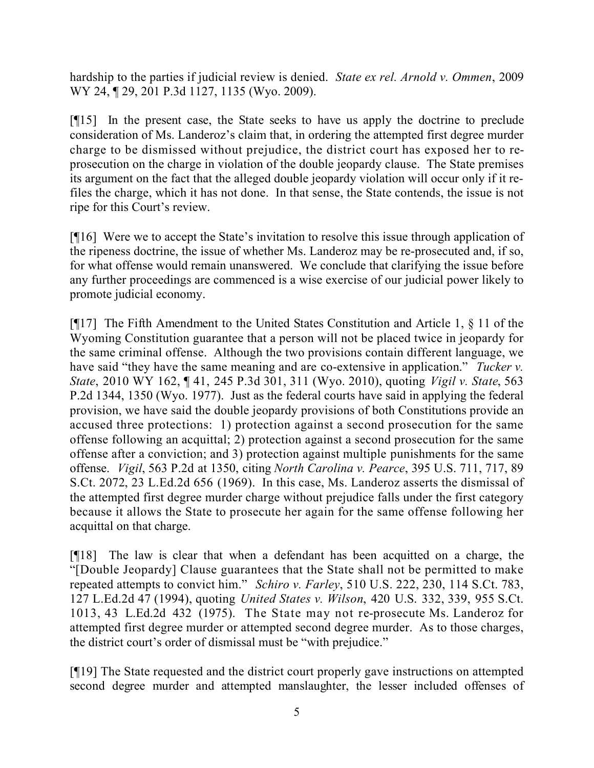hardship to the parties if judicial review is denied. *State ex rel. Arnold v. Ommen*, 2009 WY 24, ¶ 29, 201 P.3d 1127, 1135 (Wyo. 2009).

[¶15] In the present case, the State seeks to have us apply the doctrine to preclude consideration of Ms. Landeroz's claim that, in ordering the attempted first degree murder charge to be dismissed without prejudice, the district court has exposed her to re-prosecution on the charge in violation of the double jeopardy clause. The State premises its argument on the fact that the alleged double jeopardy violation will occur only if it re-files the charge, which it has not done. In that sense, the State contends, the issue is not ripe for this Court's review.

[¶16] Were we to accept the State's invitation to resolve this issue through application of the ripeness doctrine, the issue of whether Ms. Landeroz may be re-prosecuted and, if so, for what offense would remain unanswered. We conclude that clarifying the issue before any further proceedings are commenced is a wise exercise of our judicial power likely to promote judicial economy.

[¶17] The Fifth Amendment to the United States Constitution and Article 1, § 11 of the Wyoming Constitution guarantee that a person will not be placed twice in jeopardy for the same criminal offense. Although the two provisions contain different language, we have said "they have the same meaning and are co-extensive in application." *Tucker v. State*, 2010 WY 162, ¶ 41, 245 P.3d 301, 311 (Wyo. 2010), quoting *Vigil v. State*, 563 P.2d 1344, 1350 (Wyo. 1977). Just as the federal courts have said in applying the federal provision, we have said the double jeopardy provisions of both Constitutions provide an accused three protections: 1) protection against a second prosecution for the same offense following an acquittal; 2) protection against a second prosecution for the same offense after a conviction; and 3) protection against multiple punishments for the same offense. *Vigil*, 563 P.2d at 1350, citing *North Carolina v. Pearce*, 395 U.S. 711, 717, 89 S.Ct. 2072, 23 L.Ed.2d 656 (1969). In this case, Ms. Landeroz asserts the dismissal of the attempted first degree murder charge without prejudice falls under the first category because it allows the State to prosecute her again for the same offense following her acquittal on that charge.

[¶18] The law is clear that when a defendant has been acquitted on a charge, the "[Double Jeopardy] Clause guarantees that the State shall not be permitted to make repeated attempts to convict him." *Schiro v. Farley*, 510 U.S. 222, 230, 114 S.Ct. 783, 127 L.Ed.2d 47 (1994), quoting *United States v. Wilson*, 420 U.S. 332, 339, 955 S.Ct. 1013, 43 L.Ed.2d 432 (1975). The State may not re-prosecute Ms. Landeroz for attempted first degree murder or attempted second degree murder. As to those charges, the district court's order of dismissal must be "with prejudice."

[¶19] The State requested and the district court properly gave instructions on attempted second degree murder and attempted manslaughter, the lesser included offenses of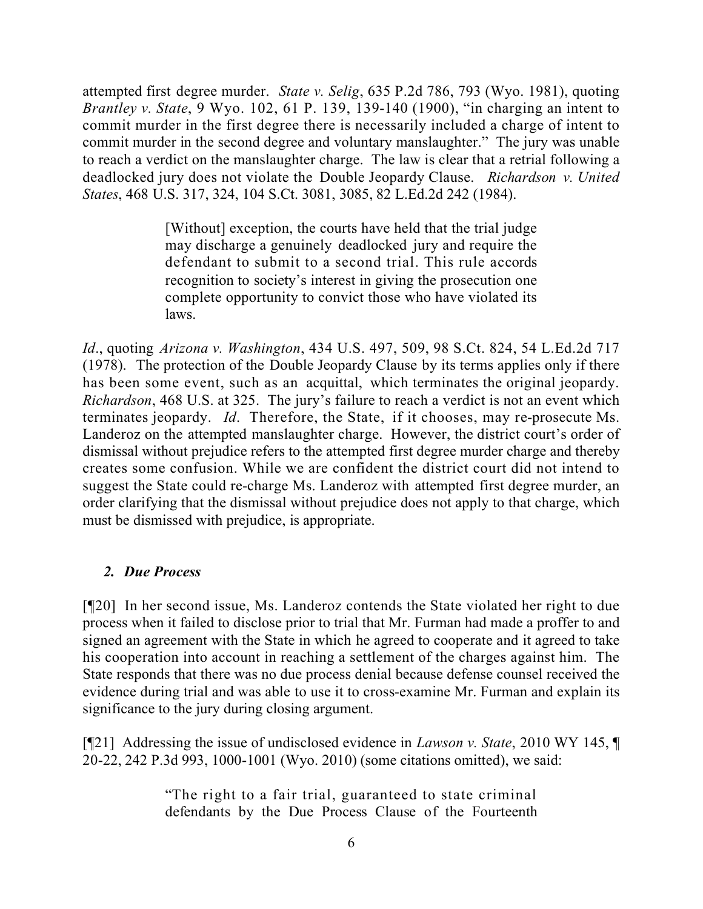attempted first degree murder. *State v. Selig*, 635 P.2d 786, 793 (Wyo. 1981), quoting *Brantley v. State*, 9 Wyo. 102, 61 P. 139, 139-140 (1900), "in charging an intent to commit murder in the first degree there is necessarily included a charge of intent to commit murder in the second degree and voluntary manslaughter." The jury was unable to reach a verdict on the manslaughter charge. The law is clear that a retrial following a deadlocked jury does not violate the Double Jeopardy Clause. *Richardson v. United States*, 468 U.S. 317, 324, 104 S.Ct. 3081, 3085, 82 L.Ed.2d 242 (1984).

> [Without] exception, the courts have held that the trial judge may discharge a genuinely deadlocked jury and require the defendant to submit to a second trial. This rule accords recognition to society's interest in giving the prosecution one complete opportunity to convict those who have violated its laws.

*Id*., quoting *Arizona v. Washington*, 434 U.S. 497, 509, 98 S.Ct. 824, 54 L.Ed.2d 717 (1978). The protection of the Double Jeopardy Clause by its terms applies only if there has been some event, such as an acquittal, which terminates the original jeopardy. *Richardson*, 468 U.S. at 325. The jury's failure to reach a verdict is not an event which terminates jeopardy. *Id*. Therefore, the State, if it chooses, may re-prosecute Ms. Landeroz on the attempted manslaughter charge. However, the district court's order of dismissal without prejudice refers to the attempted first degree murder charge and thereby creates some confusion. While we are confident the district court did not intend to suggest the State could re-charge Ms. Landeroz with attempted first degree murder, an order clarifying that the dismissal without prejudice does not apply to that charge, which must be dismissed with prejudice, is appropriate.

### *2. Due Process*

[¶20] In her second issue, Ms. Landeroz contends the State violated her right to due process when it failed to disclose prior to trial that Mr. Furman had made a proffer to and signed an agreement with the State in which he agreed to cooperate and it agreed to take his cooperation into account in reaching a settlement of the charges against him. The State responds that there was no due process denial because defense counsel received the evidence during trial and was able to use it to cross-examine Mr. Furman and explain its significance to the jury during closing argument.

[¶21] Addressing the issue of undisclosed evidence in *Lawson v. State*, 2010 WY 145, ¶ 20-22, 242 P.3d 993, 1000-1001 (Wyo. 2010) (some citations omitted), we said:

> "The right to a fair trial, guaranteed to state criminal defendants by the Due Process Clause of the Fourteenth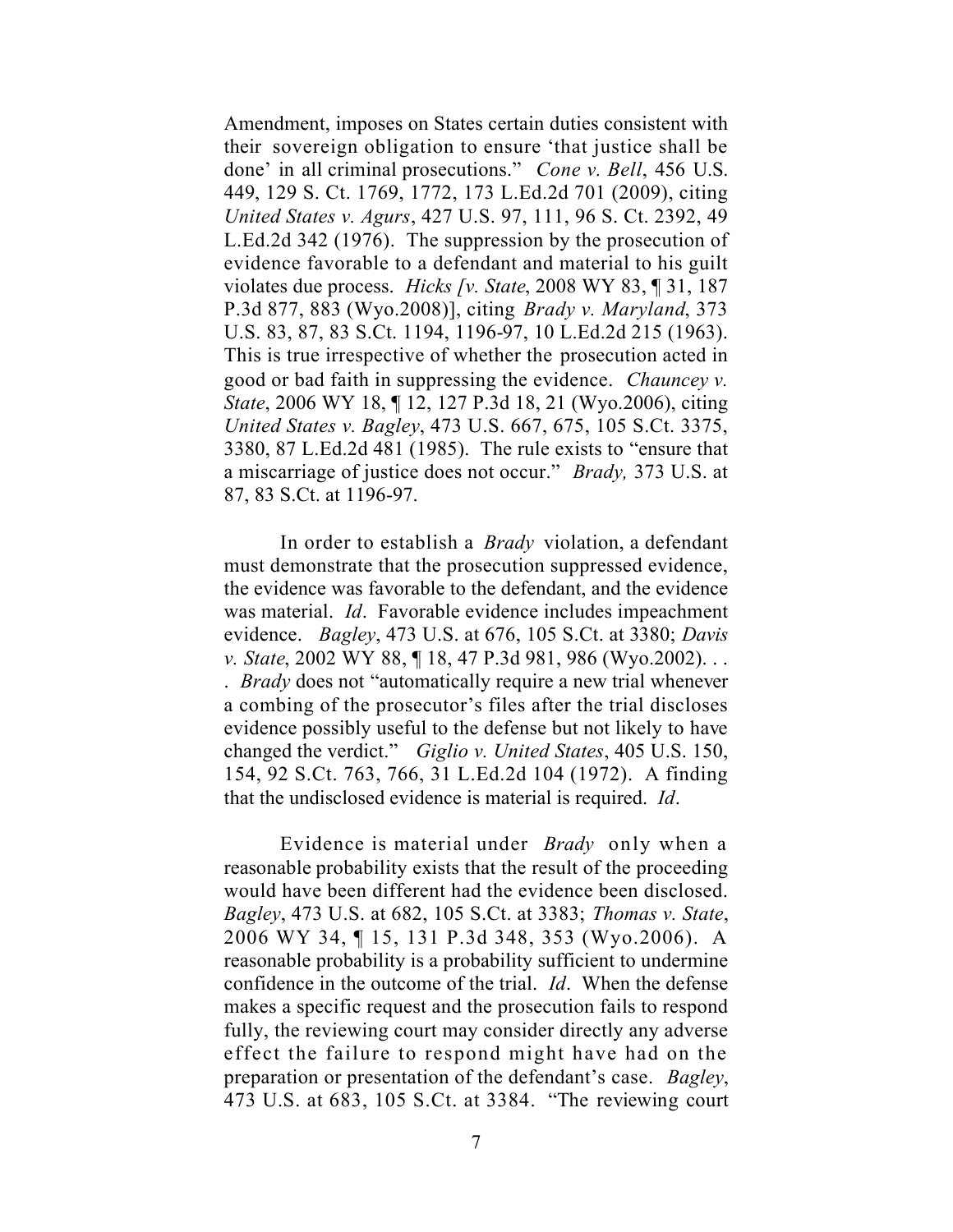Amendment, imposes on States certain duties consistent with their sovereign obligation to ensure 'that justice shall be done' in all criminal prosecutions." *Cone v. Bell*, 456 U.S. 449, 129 S. Ct. 1769, 1772, 173 L.Ed.2d 701 (2009), citing *United States v. Agurs*, 427 U.S. 97, 111, 96 S. Ct. 2392, 49 L.Ed.2d 342 (1976). The suppression by the prosecution of evidence favorable to a defendant and material to his guilt violates due process. *Hicks [v. State*, 2008 WY 83, ¶ 31, 187 P.3d 877, 883 (Wyo.2008)], citing *Brady v. Maryland*, 373 U.S. 83, 87, 83 S.Ct. 1194, 1196-97, 10 L.Ed.2d 215 (1963). This is true irrespective of whether the prosecution acted in good or bad faith in suppressing the evidence. *Chauncey v. State*, 2006 WY 18, ¶ 12, 127 P.3d 18, 21 (Wyo.2006), citing *United States v. Bagley*, 473 U.S. 667, 675, 105 S.Ct. 3375, 3380, 87 L.Ed.2d 481 (1985). The rule exists to "ensure that a miscarriage of justice does not occur." *Brady,* 373 U.S. at 87, 83 S.Ct. at 1196-97.

In order to establish a *Brady* violation, a defendant must demonstrate that the prosecution suppressed evidence, the evidence was favorable to the defendant, and the evidence was material. *Id*. Favorable evidence includes impeachment evidence. *Bagley*, 473 U.S. at 676, 105 S.Ct. at 3380; *Davis v. State*, 2002 WY 88, ¶ 18, 47 P.3d 981, 986 (Wyo.2002). . . . *Brady* does not "automatically require a new trial whenever a combing of the prosecutor's files after the trial discloses evidence possibly useful to the defense but not likely to have changed the verdict." *Giglio v. United States*, 405 U.S. 150, 154, 92 S.Ct. 763, 766, 31 L.Ed.2d 104 (1972). A finding that the undisclosed evidence is material is required. *Id*.

Evidence is material under *Brady* only when a reasonable probability exists that the result of the proceeding would have been different had the evidence been disclosed. *Bagley*, 473 U.S. at 682, 105 S.Ct. at 3383; *Thomas v. State*, 2006 WY 34, ¶ 15, 131 P.3d 348, 353 (Wyo.2006). A reasonable probability is a probability sufficient to undermine confidence in the outcome of the trial. *Id*. When the defense makes a specific request and the prosecution fails to respond fully, the reviewing court may consider directly any adverse effect the failure to respond might have had on the preparation or presentation of the defendant's case. *Bagley*, 473 U.S. at 683, 105 S.Ct. at 3384. "The reviewing court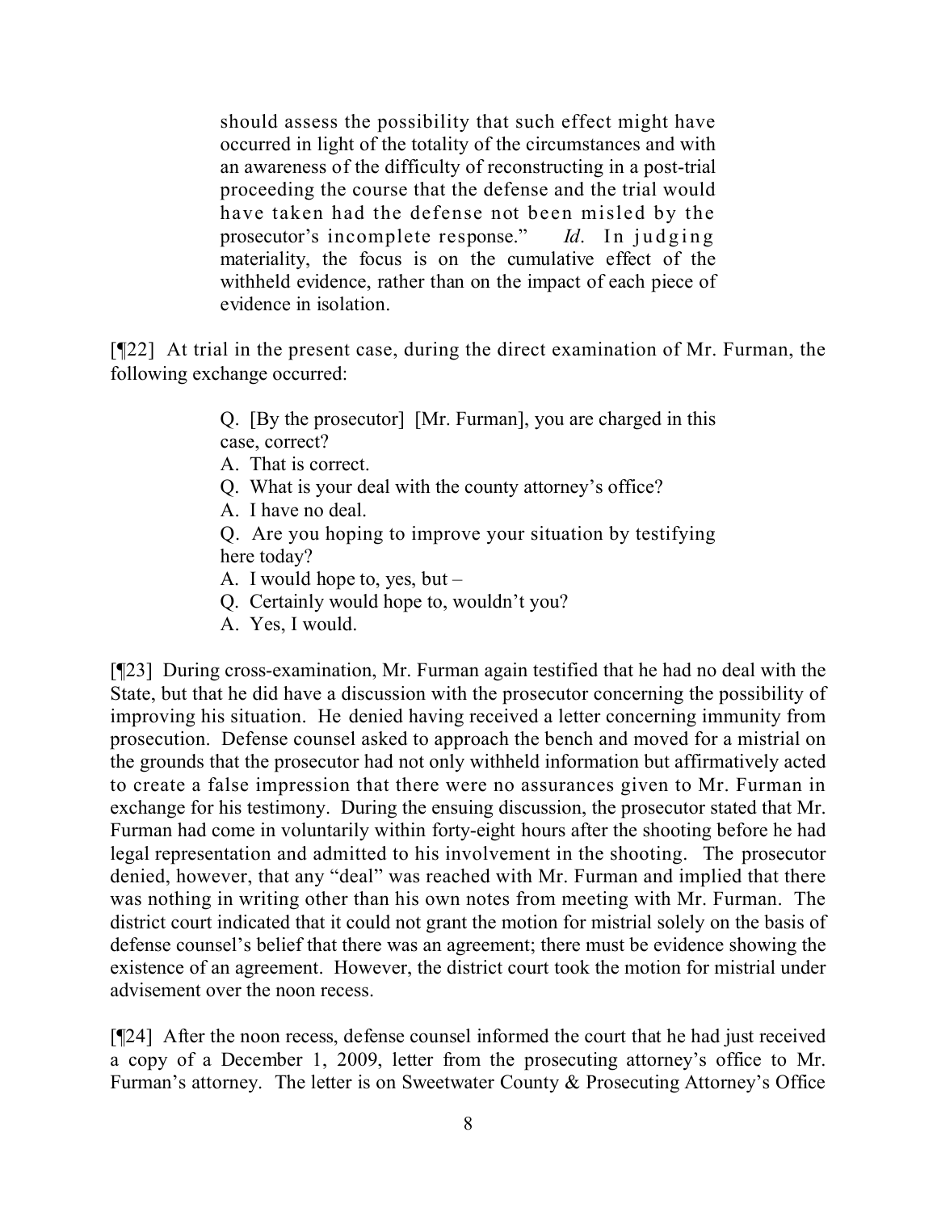> should assess the possibility that such effect might have occurred in light of the totality of the circumstances and with an awareness of the difficulty of reconstructing in a post-trial proceeding the course that the defense and the trial would have taken had the defense not been misled by the prosecutor's incomplete response." *Id*. In judging materiality, the focus is on the cumulative effect of the withheld evidence, rather than on the impact of each piece of evidence in isolation.

[¶22] At trial in the present case, during the direct examination of Mr. Furman, the following exchange occurred:

> Q. [By the prosecutor] [Mr. Furman], you are charged in this case, correct?
> A. That is correct.
> Q. What is your deal with the county attorney's office?
> A. I have no deal.
> Q. Are you hoping to improve your situation by testifying here today?
> A. I would hope to, yes, but –
> Q. Certainly would hope to, wouldn't you?
> A. Yes, I would.

[¶23] During cross-examination, Mr. Furman again testified that he had no deal with the State, but that he did have a discussion with the prosecutor concerning the possibility of improving his situation. He denied having received a letter concerning immunity from prosecution. Defense counsel asked to approach the bench and moved for a mistrial on the grounds that the prosecutor had not only withheld information but affirmatively acted to create a false impression that there were no assurances given to Mr. Furman in exchange for his testimony. During the ensuing discussion, the prosecutor stated that Mr. Furman had come in voluntarily within forty-eight hours after the shooting before he had legal representation and admitted to his involvement in the shooting. The prosecutor denied, however, that any "deal" was reached with Mr. Furman and implied that there was nothing in writing other than his own notes from meeting with Mr. Furman. The district court indicated that it could not grant the motion for mistrial solely on the basis of defense counsel's belief that there was an agreement; there must be evidence showing the existence of an agreement. However, the district court took the motion for mistrial under advisement over the noon recess.

[¶24] After the noon recess, defense counsel informed the court that he had just received a copy of a December 1, 2009, letter from the prosecuting attorney's office to Mr. Furman's attorney. The letter is on Sweetwater County & Prosecuting Attorney's Office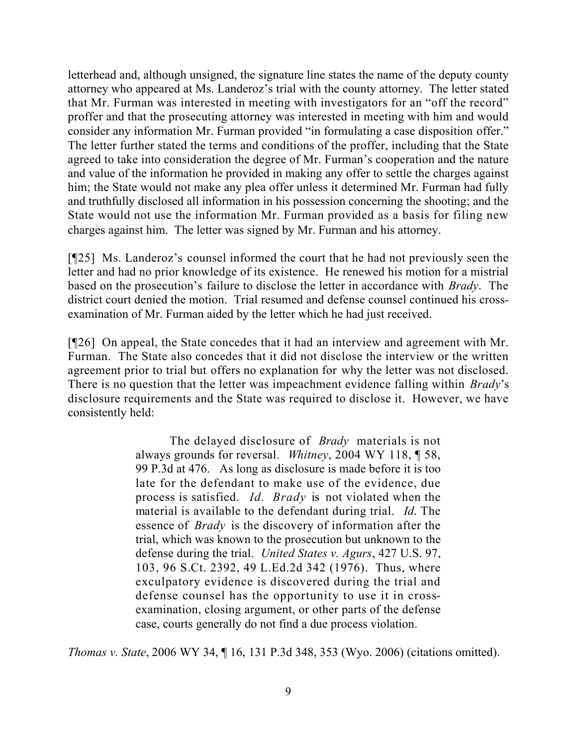letterhead and, although unsigned, the signature line states the name of the deputy county attorney who appeared at Ms. Landeroz's trial with the county attorney. The letter stated that Mr. Furman was interested in meeting with investigators for an "off the record" proffer and that the prosecuting attorney was interested in meeting with him and would consider any information Mr. Furman provided "in formulating a case disposition offer." The letter further stated the terms and conditions of the proffer, including that the State agreed to take into consideration the degree of Mr. Furman's cooperation and the nature and value of the information he provided in making any offer to settle the charges against him; the State would not make any plea offer unless it determined Mr. Furman had fully and truthfully disclosed all information in his possession concerning the shooting; and the State would not use the information Mr. Furman provided as a basis for filing new charges against him. The letter was signed by Mr. Furman and his attorney.

[¶25] Ms. Landeroz's counsel informed the court that he had not previously seen the letter and had no prior knowledge of its existence. He renewed his motion for a mistrial based on the prosecution's failure to disclose the letter in accordance with *Brady*. The district court denied the motion. Trial resumed and defense counsel continued his cross-examination of Mr. Furman aided by the letter which he had just received.

[¶26] On appeal, the State concedes that it had an interview and agreement with Mr. Furman. The State also concedes that it did not disclose the interview or the written agreement prior to trial but offers no explanation for why the letter was not disclosed. There is no question that the letter was impeachment evidence falling within *Brady*'s disclosure requirements and the State was required to disclose it. However, we have consistently held:

> The delayed disclosure of *Brady* materials is not always grounds for reversal. *Whitney*, 2004 WY 118, ¶ 58, 99 P.3d at 476. As long as disclosure is made before it is too late for the defendant to make use of the evidence, due process is satisfied. *Id. Brady* is not violated when the material is available to the defendant during trial. *Id*. The essence of *Brady* is the discovery of information after the trial, which was known to the prosecution but unknown to the defense during the trial. *United States v. Agurs*, 427 U.S. 97, 103, 96 S.Ct. 2392, 49 L.Ed.2d 342 (1976). Thus, where exculpatory evidence is discovered during the trial and defense counsel has the opportunity to use it in cross-examination, closing argument, or other parts of the defense case, courts generally do not find a due process violation.

*Thomas v. State*, 2006 WY 34, ¶ 16, 131 P.3d 348, 353 (Wyo. 2006) (citations omitted).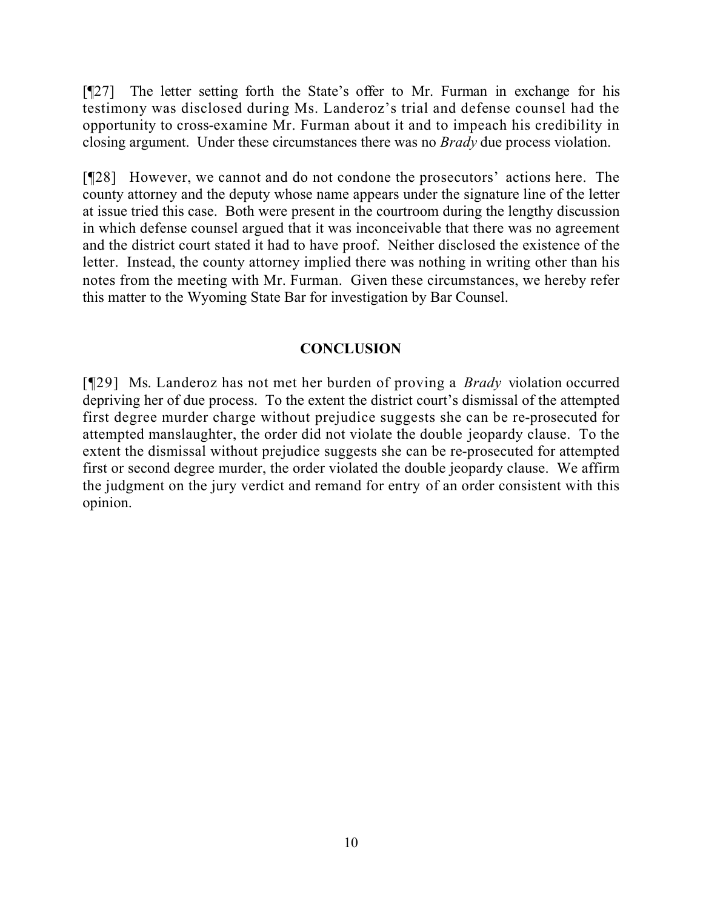[¶27] The letter setting forth the State's offer to Mr. Furman in exchange for his testimony was disclosed during Ms. Landeroz's trial and defense counsel had the opportunity to cross-examine Mr. Furman about it and to impeach his credibility in closing argument. Under these circumstances there was no *Brady* due process violation.

[¶28] However, we cannot and do not condone the prosecutors' actions here. The county attorney and the deputy whose name appears under the signature line of the letter at issue tried this case. Both were present in the courtroom during the lengthy discussion in which defense counsel argued that it was inconceivable that there was no agreement and the district court stated it had to have proof. Neither disclosed the existence of the letter. Instead, the county attorney implied there was nothing in writing other than his notes from the meeting with Mr. Furman. Given these circumstances, we hereby refer this matter to the Wyoming State Bar for investigation by Bar Counsel.

## CONCLUSION

[¶29] Ms. Landeroz has not met her burden of proving a *Brady* violation occurred depriving her of due process. To the extent the district court's dismissal of the attempted first degree murder charge without prejudice suggests she can be re-prosecuted for attempted manslaughter, the order did not violate the double jeopardy clause. To the extent the dismissal without prejudice suggests she can be re-prosecuted for attempted first or second degree murder, the order violated the double jeopardy clause. We affirm the judgment on the jury verdict and remand for entry of an order consistent with this opinion.